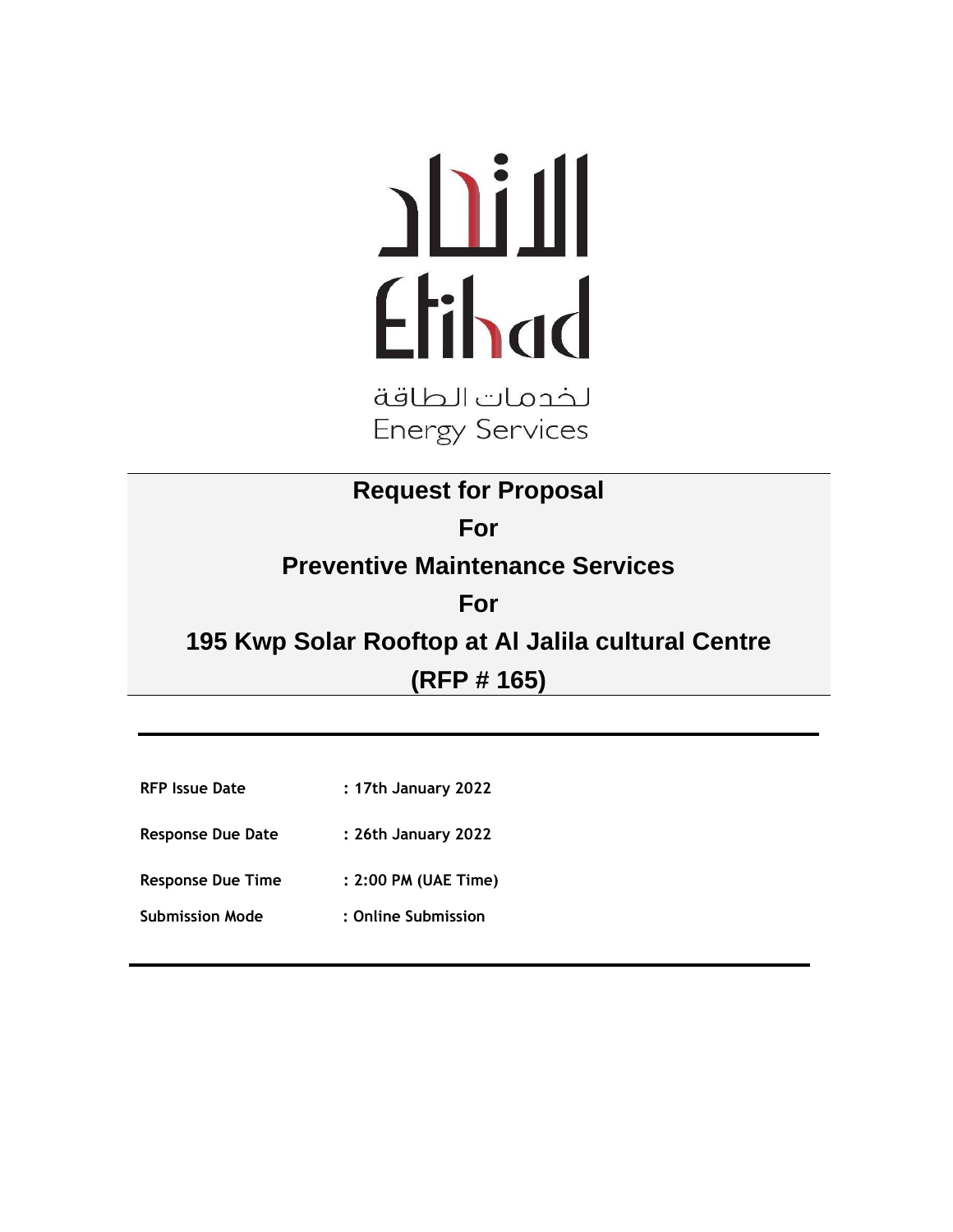الاتحاد
Etihad
لخدمات الطاقة
Energy Services

# Request for Proposal
# For
# Preventive Maintenance Services
# For
# 195 Kwp Solar Rooftop at Al Jalila cultural Centre
# (RFP # 165)

---

| | |
|---|---|
| **RFP Issue Date** | **: 17th January 2022** |
| **Response Due Date** | **: 26th January 2022** |
| **Response Due Time** | **: 2:00 PM (UAE Time)** |
| **Submission Mode** | **: Online Submission** |

---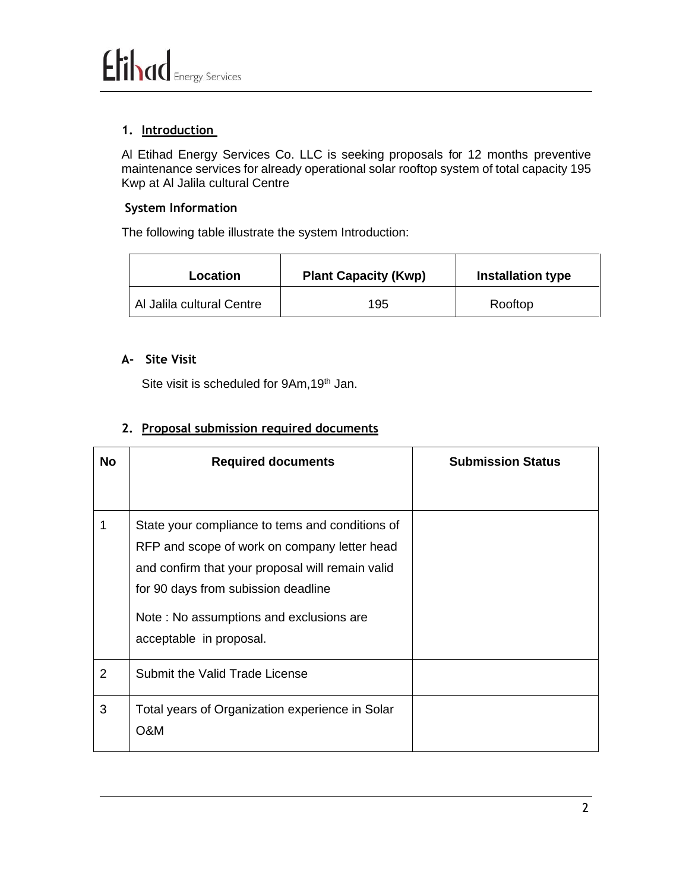## 1. Introduction

Al Etihad Energy Services Co. LLC is seeking proposals for 12 months preventive maintenance services for already operational solar rooftop system of total capacity 195 Kwp at Al Jalila cultural Centre

### System Information

The following table illustrate the system Introduction:

| Location | Plant Capacity (Kwp) | Installation type |
|---|---|---|
| Al Jalila cultural Centre | 195 | Rooftop |

### A- Site Visit

Site visit is scheduled for 9Am,19th Jan.

## 2. Proposal submission required documents

| No | Required documents | Submission Status |
|---|---|---|
| 1 | State your compliance to tems and conditions of RFP and scope of work on company letter head and confirm that your proposal will remain valid for 90 days from subission deadline<br><br>Note : No assumptions and exclusions are acceptable in proposal. | |
| 2 | Submit the Valid Trade License | |
| 3 | Total years of Organization experience in Solar O&M | |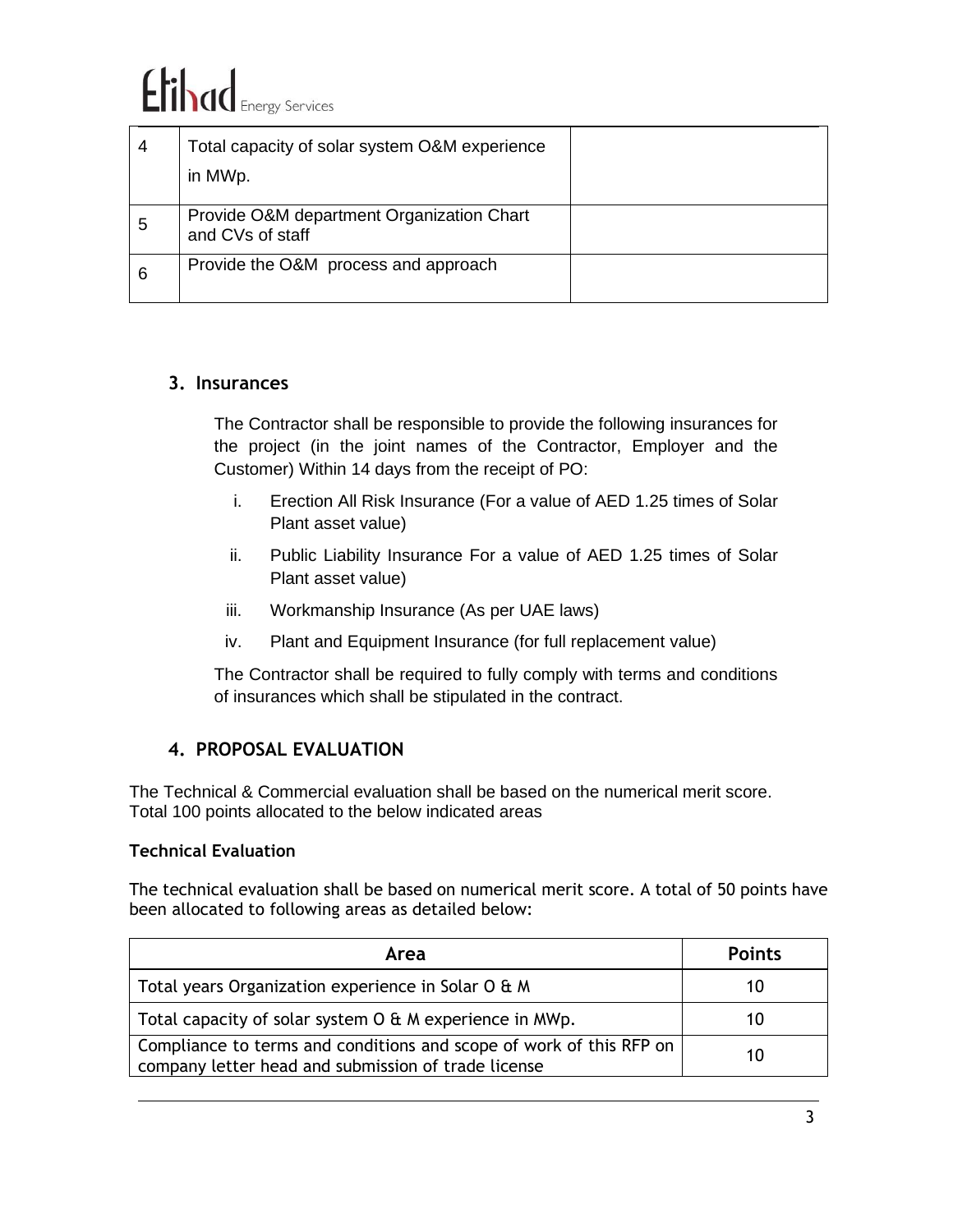| 4 | Total capacity of solar system O&M experience in MWp. | |
|---|---|---|
| 5 | Provide O&M department Organization Chart and CVs of staff | |
| 6 | Provide the O&M process and approach | |

## 3. Insurances

The Contractor shall be responsible to provide the following insurances for the project (in the joint names of the Contractor, Employer and the Customer) Within 14 days from the receipt of PO:

i. Erection All Risk Insurance (For a value of AED 1.25 times of Solar Plant asset value)

ii. Public Liability Insurance For a value of AED 1.25 times of Solar Plant asset value)

iii. Workmanship Insurance (As per UAE laws)

iv. Plant and Equipment Insurance (for full replacement value)

The Contractor shall be required to fully comply with terms and conditions of insurances which shall be stipulated in the contract.

## 4. PROPOSAL EVALUATION

The Technical & Commercial evaluation shall be based on the numerical merit score. Total 100 points allocated to the below indicated areas

**Technical Evaluation**

The technical evaluation shall be based on numerical merit score. A total of 50 points have been allocated to following areas as detailed below:

| Area | Points |
|---|---|
| Total years Organization experience in Solar O & M | 10 |
| Total capacity of solar system O & M experience in MWp. | 10 |
| Compliance to terms and conditions and scope of work of this RFP on company letter head and submission of trade license | 10 |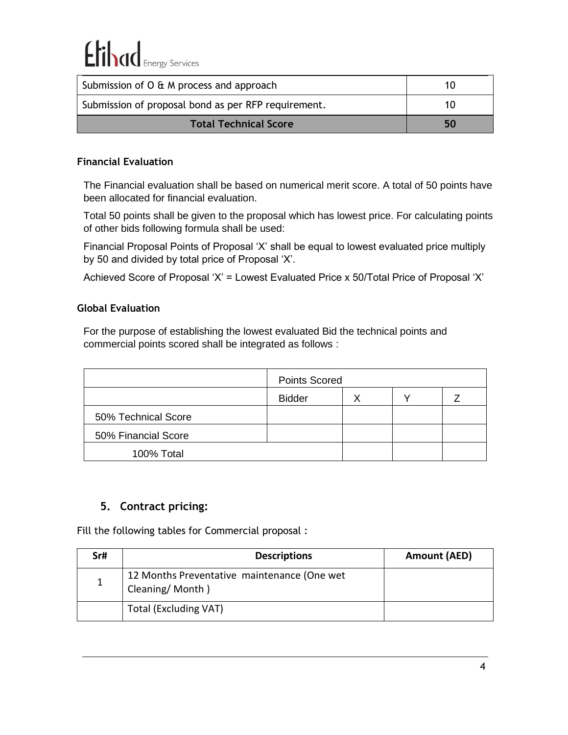| Submission of O & M process and approach | 10 |
|---|---|
| Submission of proposal bond as per RFP requirement. | 10 |
| **Total Technical Score** | **50** |

**Financial Evaluation**

The Financial evaluation shall be based on numerical merit score. A total of 50 points have been allocated for financial evaluation.

Total 50 points shall be given to the proposal which has lowest price. For calculating points of other bids following formula shall be used:

Financial Proposal Points of Proposal 'X' shall be equal to lowest evaluated price multiply by 50 and divided by total price of Proposal 'X'.

Achieved Score of Proposal 'X' = Lowest Evaluated Price x 50/Total Price of Proposal 'X'

**Global Evaluation**

For the purpose of establishing the lowest evaluated Bid the technical points and commercial points scored shall be integrated as follows :

| | Points Scored | | | |
|---|---|---|---|---|
| | Bidder | X | Y | Z |
| 50% Technical Score | | | | |
| 50% Financial Score | | | | |
| 100% Total | | | | |

## 5. Contract pricing:

Fill the following tables for Commercial proposal :

| Sr# | Descriptions | Amount (AED) |
|---|---|---|
| 1 | 12 Months Preventative maintenance (One wet Cleaning/ Month ) | |
| | Total (Excluding VAT) | |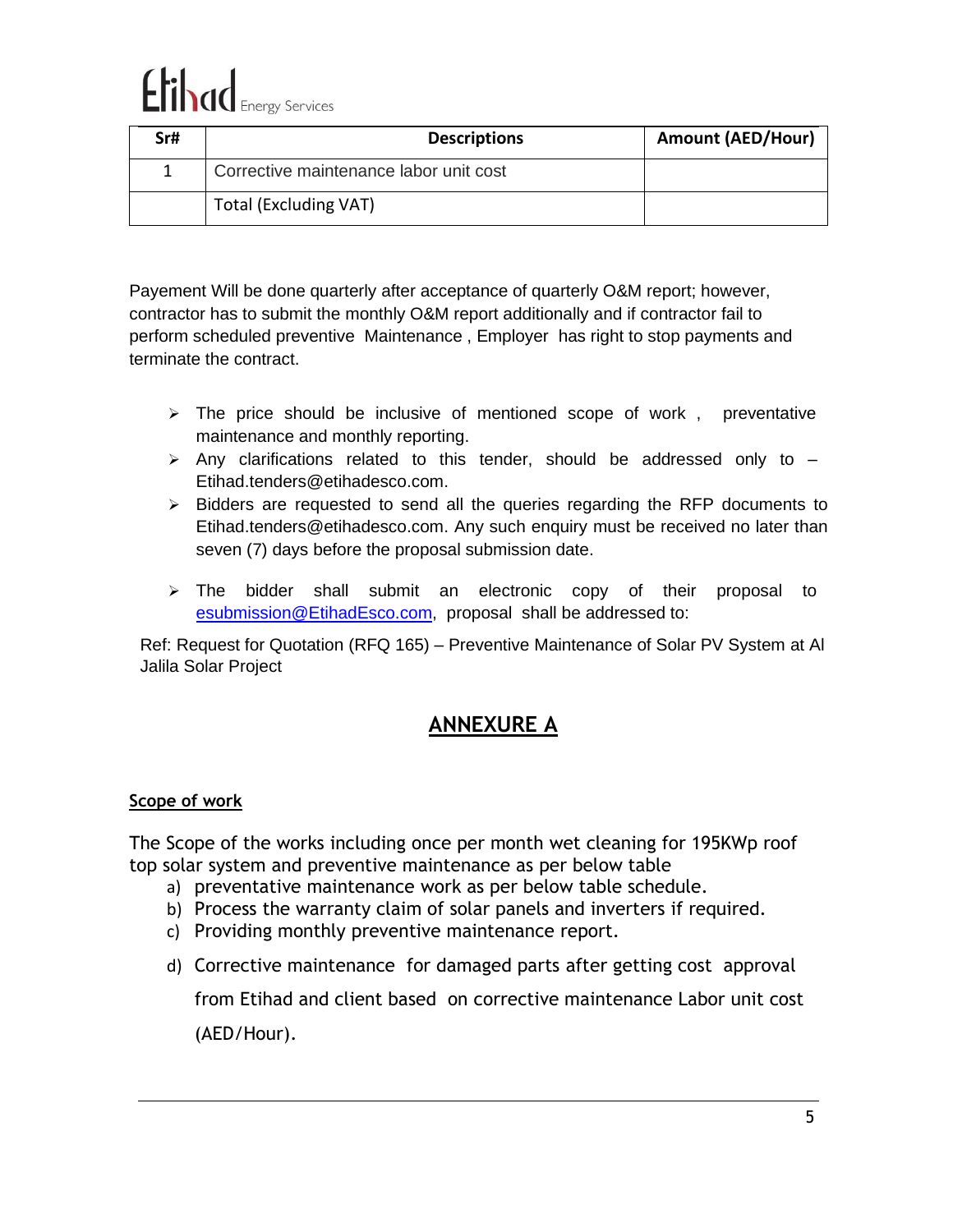| Sr# | Descriptions | Amount (AED/Hour) |
|---|---|---|
| 1 | Corrective maintenance labor unit cost | |
| | Total (Excluding VAT) | |

Payement Will be done quarterly after acceptance of quarterly O&M report; however, contractor has to submit the monthly O&M report additionally and if contractor fail to perform scheduled preventive Maintenance , Employer has right to stop payments and terminate the contract.

- The price should be inclusive of mentioned scope of work , preventative maintenance and monthly reporting.
- Any clarifications related to this tender, should be addressed only to – Etihad.tenders@etihadesco.com.
- Bidders are requested to send all the queries regarding the RFP documents to Etihad.tenders@etihadesco.com. Any such enquiry must be received no later than seven (7) days before the proposal submission date.
- The bidder shall submit an electronic copy of their proposal to esubmission@EtihadEsco.com, proposal shall be addressed to:

Ref: Request for Quotation (RFQ 165) – Preventive Maintenance of Solar PV System at Al Jalila Solar Project

## ANNEXURE A

### Scope of work

The Scope of the works including once per month wet cleaning for 195KWp roof top solar system and preventive maintenance as per below table

a) preventative maintenance work as per below table schedule.
b) Process the warranty claim of solar panels and inverters if required.
c) Providing monthly preventive maintenance report.
d) Corrective maintenance for damaged parts after getting cost approval from Etihad and client based on corrective maintenance Labor unit cost (AED/Hour).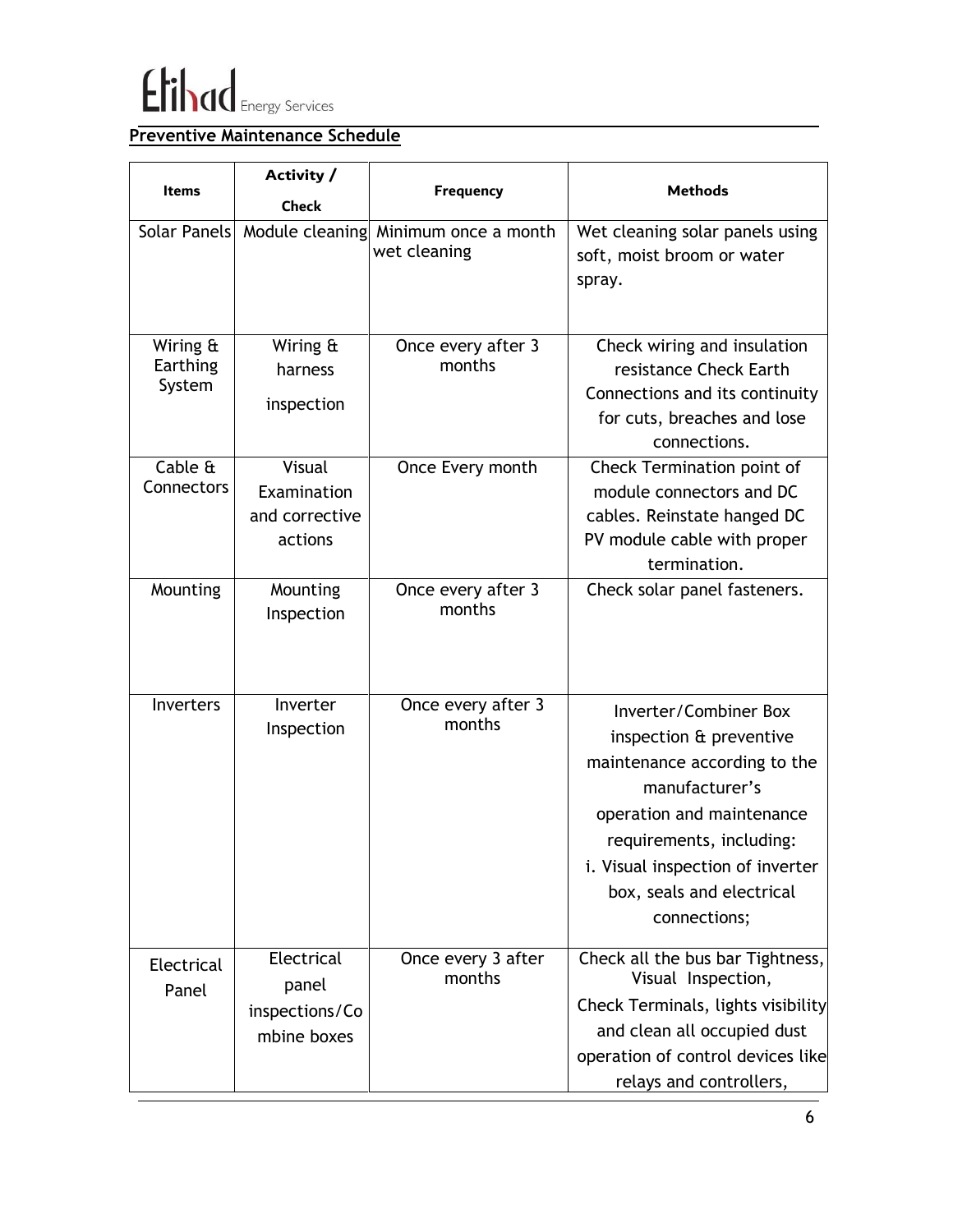## Preventive Maintenance Schedule

| Items | Activity / Check | Frequency | Methods |
|---|---|---|---|
| Solar Panels | Module cleaning | Minimum once a month wet cleaning | Wet cleaning solar panels using soft, moist broom or water spray. |
| Wiring & Earthing System | Wiring & harness inspection | Once every after 3 months | Check wiring and insulation resistance Check Earth Connections and its continuity for cuts, breaches and lose connections. |
| Cable & Connectors | Visual Examination and corrective actions | Once Every month | Check Termination point of module connectors and DC cables. Reinstate hanged DC PV module cable with proper termination. |
| Mounting | Mounting Inspection | Once every after 3 months | Check solar panel fasteners. |
| Inverters | Inverter Inspection | Once every after 3 months | Inverter/Combiner Box inspection & preventive maintenance according to the manufacturer's operation and maintenance requirements, including:<br>i. Visual inspection of inverter box, seals and electrical connections; |
| Electrical Panel | Electrical panel inspections/Combine boxes | Once every 3 after months | Check all the bus bar Tightness, Visual Inspection,<br>Check Terminals, lights visibility and clean all occupied dust operation of control devices like relays and controllers, |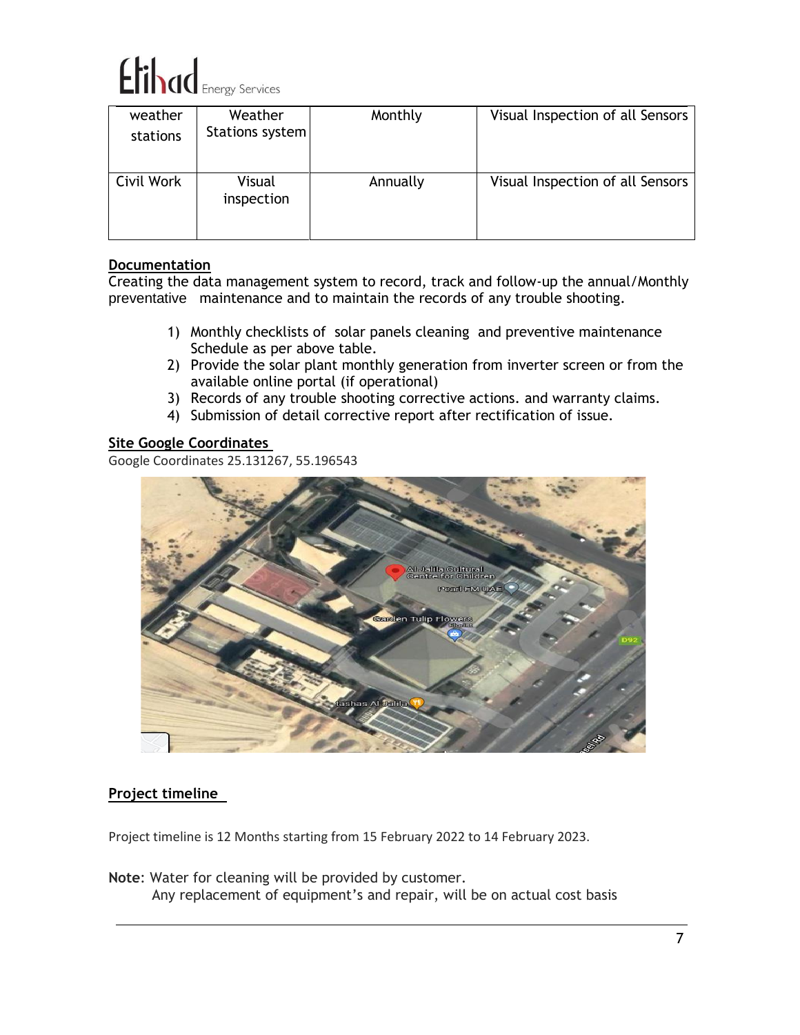| | | | |
|---|---|---|---|
| weather stations | Weather Stations system | Monthly | Visual Inspection of all Sensors |
| Civil Work | Visual inspection | Annually | Visual Inspection of all Sensors |

**Documentation**

Creating the data management system to record, track and follow-up the annual/Monthly preventative maintenance and to maintain the records of any trouble shooting.

1) Monthly checklists of solar panels cleaning and preventive maintenance Schedule as per above table.
2) Provide the solar plant monthly generation from inverter screen or from the available online portal (if operational)
3) Records of any trouble shooting corrective actions. and warranty claims.
4) Submission of detail corrective report after rectification of issue.

**Site Google Coordinates**

Google Coordinates 25.131267, 55.196543

**Project timeline**

Project timeline is 12 Months starting from 15 February 2022 to 14 February 2023.

**Note**: Water for cleaning will be provided by customer.
Any replacement of equipment's and repair, will be on actual cost basis